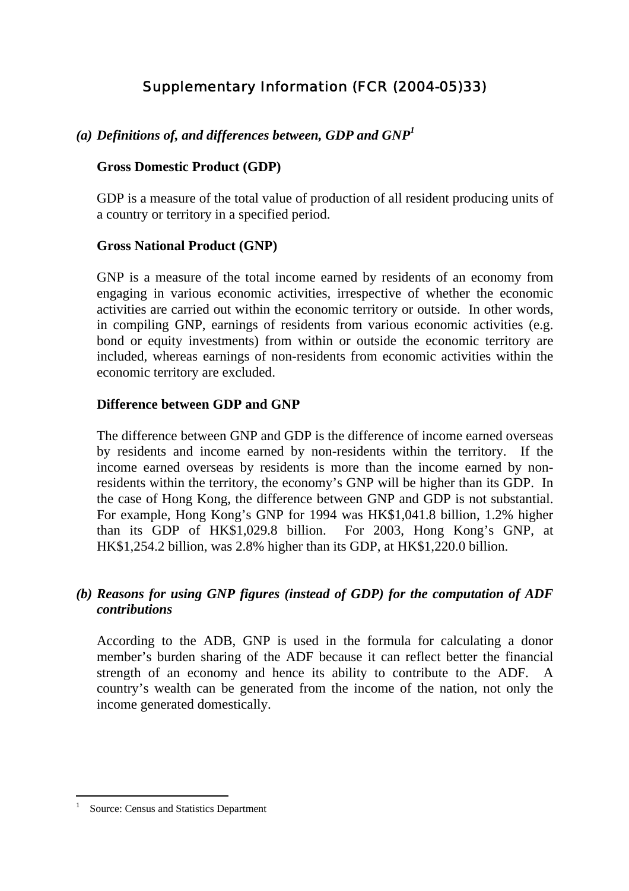# Supplementary Information (FCR (2004-05)33)

## (a) *Definitions of, and differences between, GDP and GNP*[1]

**Gross Domestic Product (GDP)**

GDP is a measure of the total value of production of all resident producing units of a country or territory in a specified period.

**Gross National Product (GNP)**

GNP is a measure of the total income earned by residents of an economy from engaging in various economic activities, irrespective of whether the economic activities are carried out within the economic territory or outside. In other words, in compiling GNP, earnings of residents from various economic activities (e.g. bond or equity investments) from within or outside the economic territory are included, whereas earnings of non-residents from economic activities within the economic territory are excluded.

**Difference between GDP and GNP**

The difference between GNP and GDP is the difference of income earned overseas by residents and income earned by non-residents within the territory. If the income earned overseas by residents is more than the income earned by non-residents within the territory, the economy's GNP will be higher than its GDP. In the case of Hong Kong, the difference between GNP and GDP is not substantial. For example, Hong Kong's GNP for 1994 was HK$1,041.8 billion, 1.2% higher than its GDP of HK$1,029.8 billion. For 2003, Hong Kong's GNP, at HK$1,254.2 billion, was 2.8% higher than its GDP, at HK$1,220.0 billion.

## (b) *Reasons for using GNP figures (instead of GDP) for the computation of ADF contributions*

According to the ADB, GNP is used in the formula for calculating a donor member's burden sharing of the ADF because it can reflect better the financial strength of an economy and hence its ability to contribute to the ADF. A country's wealth can be generated from the income of the nation, not only the income generated domestically.

---

[1] Source: Census and Statistics Department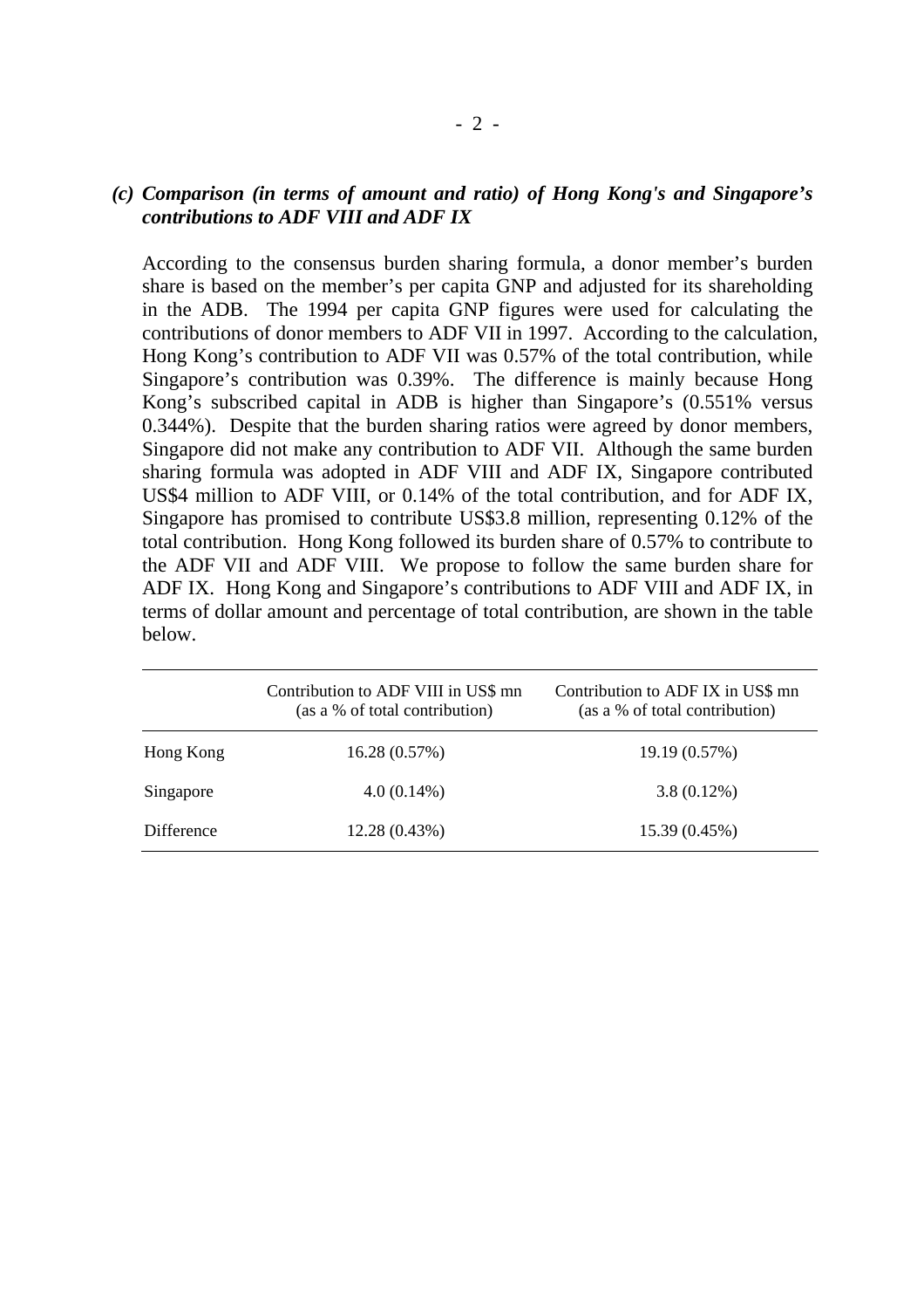### *(c) Comparison (in terms of amount and ratio) of Hong Kong's and Singapore's contributions to ADF VIII and ADF IX*

According to the consensus burden sharing formula, a donor member's burden share is based on the member's per capita GNP and adjusted for its shareholding in the ADB. The 1994 per capita GNP figures were used for calculating the contributions of donor members to ADF VII in 1997. According to the calculation, Hong Kong's contribution to ADF VII was 0.57% of the total contribution, while Singapore's contribution was 0.39%. The difference is mainly because Hong Kong's subscribed capital in ADB is higher than Singapore's (0.551% versus 0.344%). Despite that the burden sharing ratios were agreed by donor members, Singapore did not make any contribution to ADF VII. Although the same burden sharing formula was adopted in ADF VIII and ADF IX, Singapore contributed US$4 million to ADF VIII, or 0.14% of the total contribution, and for ADF IX, Singapore has promised to contribute US$3.8 million, representing 0.12% of the total contribution. Hong Kong followed its burden share of 0.57% to contribute to the ADF VII and ADF VIII. We propose to follow the same burden share for ADF IX. Hong Kong and Singapore's contributions to ADF VIII and ADF IX, in terms of dollar amount and percentage of total contribution, are shown in the table below.

| | Contribution to ADF VIII in US$ mn (as a % of total contribution) | Contribution to ADF IX in US$ mn (as a % of total contribution) |
|---|---|---|
| Hong Kong | 16.28 (0.57%) | 19.19 (0.57%) |
| Singapore | 4.0 (0.14%) | 3.8 (0.12%) |
| Difference | 12.28 (0.43%) | 15.39 (0.45%) |